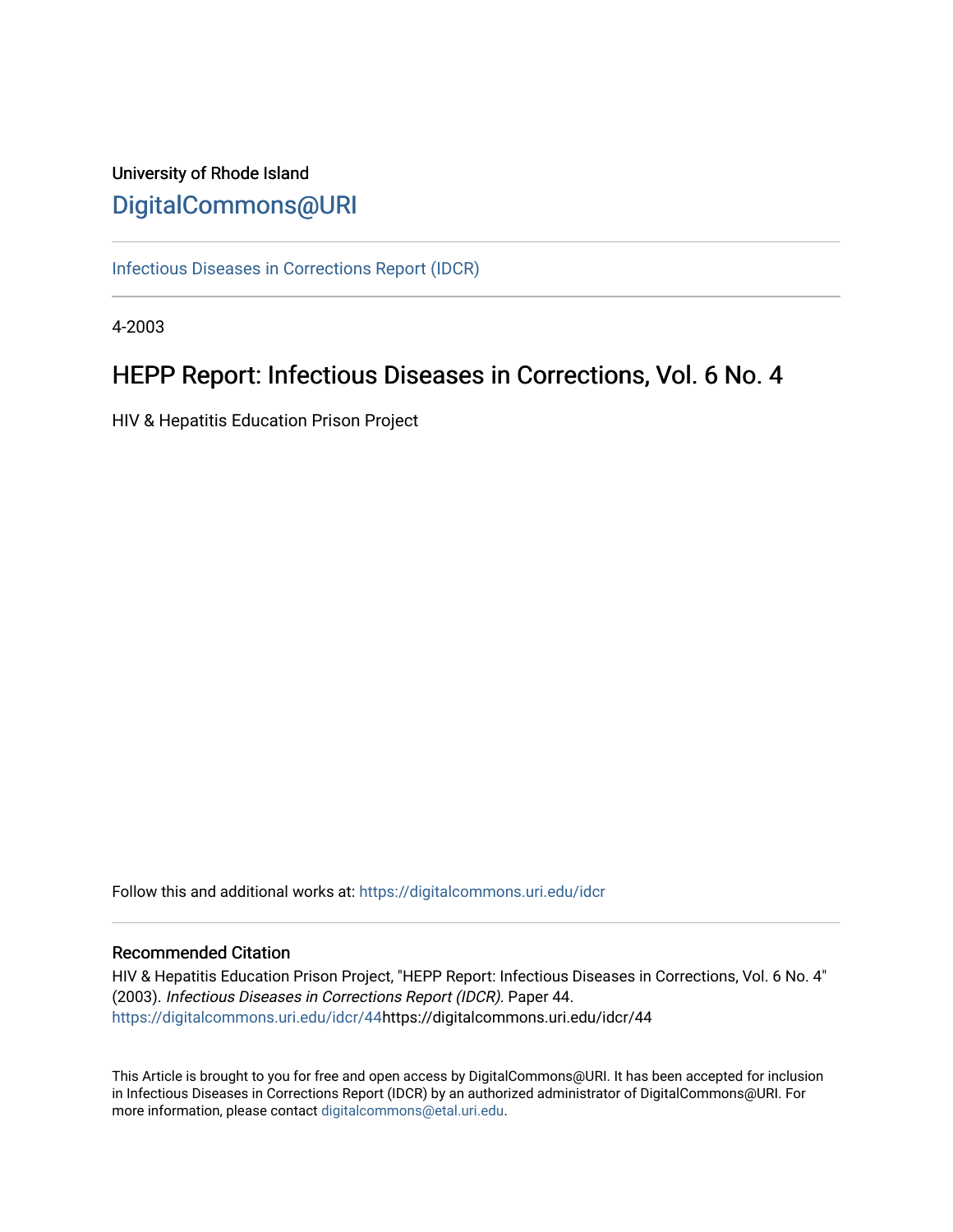University of Rhode Island

# DigitalCommons@URI

Infectious Diseases in Corrections Report (IDCR)

4-2003

## HEPP Report: Infectious Diseases in Corrections, Vol. 6 No. 4

HIV & Hepatitis Education Prison Project

Follow this and additional works at: https://digitalcommons.uri.edu/idcr

### Recommended Citation

HIV & Hepatitis Education Prison Project, "HEPP Report: Infectious Diseases in Corrections, Vol. 6 No. 4" (2003). *Infectious Diseases in Corrections Report (IDCR).* Paper 44.
https://digitalcommons.uri.edu/idcr/44https://digitalcommons.uri.edu/idcr/44

This Article is brought to you for free and open access by DigitalCommons@URI. It has been accepted for inclusion in Infectious Diseases in Corrections Report (IDCR) by an authorized administrator of DigitalCommons@URI. For more information, please contact digitalcommons@etal.uri.edu.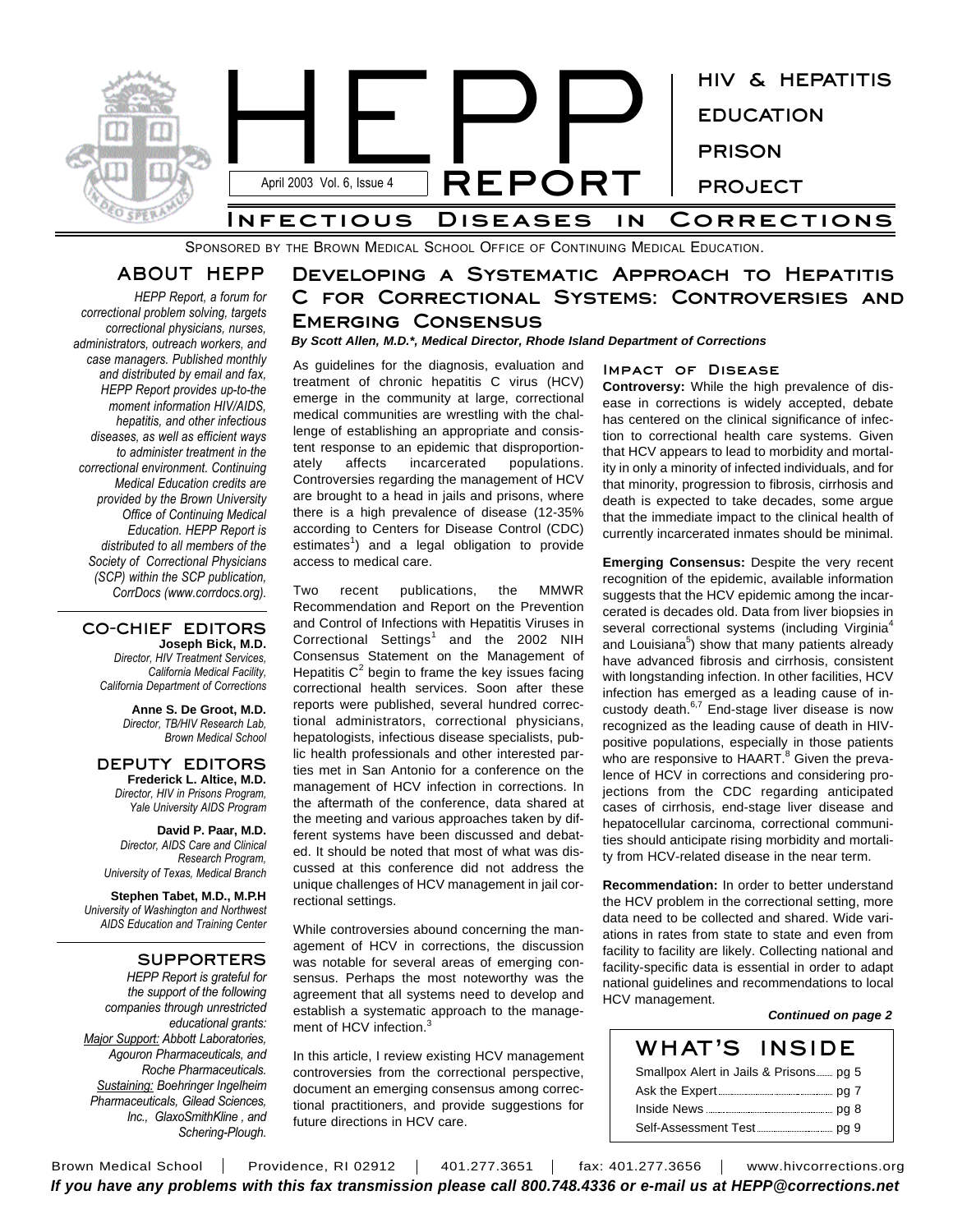# HEPP REPORT

April 2003 Vol. 6, Issue 4

HIV & HEPATITIS EDUCATION PRISON PROJECT

## Infectious Diseases in Corrections

Sponsored by the Brown Medical School Office of Continuing Medical Education.

## ABOUT HEPP

*HEPP Report, a forum for correctional problem solving, targets correctional physicians, nurses, administrators, outreach workers, and case managers. Published monthly and distributed by email and fax, HEPP Report provides up-to-the moment information HIV/AIDS, hepatitis, and other infectious diseases, as well as efficient ways to administer treatment in the correctional environment. Continuing Medical Education credits are provided by the Brown University Office of Continuing Medical Education. HEPP Report is distributed to all members of the Society of Correctional Physicians (SCP) within the SCP publication, CorrDocs (www.corrdocs.org).*

## CO-CHIEF EDITORS

**Joseph Bick, M.D.**
*Director, HIV Treatment Services, California Medical Facility, California Department of Corrections*

**Anne S. De Groot, M.D.**
*Director, TB/HIV Research Lab, Brown Medical School*

## DEPUTY EDITORS

**Frederick L. Altice, M.D.**
*Director, HIV in Prisons Program, Yale University AIDS Program*

**David P. Paar, M.D.**
*Director, AIDS Care and Clinical Research Program, University of Texas, Medical Branch*

**Stephen Tabet, M.D., M.P.H**
*University of Washington and Northwest AIDS Education and Training Center*

## SUPPORTERS

*HEPP Report is grateful for the support of the following companies through unrestricted educational grants:*
*Major Support: Abbott Laboratories, Agouron Pharmaceuticals, and Roche Pharmaceuticals.*
*Sustaining: Boehringer Ingelheim Pharmaceuticals, Gilead Sciences, Inc., GlaxoSmithKline , and Schering-Plough.*

# Developing a Systematic Approach to Hepatitis C for Correctional Systems: Controversies and Emerging Consensus

***By Scott Allen, M.D.\*, Medical Director, Rhode Island Department of Corrections***

As guidelines for the diagnosis, evaluation and treatment of chronic hepatitis C virus (HCV) emerge in the community at large, correctional medical communities are wrestling with the challenge of establishing an appropriate and consistent response to an epidemic that disproportionately affects incarcerated populations. Controversies regarding the management of HCV are brought to a head in jails and prisons, where there is a high prevalence of disease (12-35% according to Centers for Disease Control (CDC) estimates[1]) and a legal obligation to provide access to medical care.

Two recent publications, the MMWR Recommendation and Report on the Prevention and Control of Infections with Hepatitis Viruses in Correctional Settings[1] and the 2002 NIH Consensus Statement on the Management of Hepatitis C[2] begin to frame the key issues facing correctional health services. Soon after these reports were published, several hundred correctional administrators, correctional physicians, hepatologists, infectious disease specialists, public health professionals and other interested parties met in San Antonio for a conference on the management of HCV infection in corrections. In the aftermath of the conference, data shared at the meeting and various approaches taken by different systems have been discussed and debated. It should be noted that most of what was discussed at this conference did not address the unique challenges of HCV management in jail correctional settings.

While controversies abound concerning the management of HCV in corrections, the discussion was notable for several areas of emerging consensus. Perhaps the most noteworthy was the agreement that all systems need to develop and establish a systematic approach to the management of HCV infection.[3]

In this article, I review existing HCV management controversies from the correctional perspective, document an emerging consensus among correctional practitioners, and provide suggestions for future directions in HCV care.

### Impact of Disease

**Controversy:** While the high prevalence of disease in corrections is widely accepted, debate has centered on the clinical significance of infection to correctional health care systems. Given that HCV appears to lead to morbidity and mortality in only a minority of infected individuals, and for that minority, progression to fibrosis, cirrhosis and death is expected to take decades, some argue that the immediate impact to the clinical health of currently incarcerated inmates should be minimal.

**Emerging Consensus:** Despite the very recent recognition of the epidemic, available information suggests that the HCV epidemic among the incarcerated is decades old. Data from liver biopsies in several correctional systems (including Virginia[4] and Louisiana[5]) show that many patients already have advanced fibrosis and cirrhosis, consistent with longstanding infection. In other facilities, HCV infection has emerged as a leading cause of in-custody death.[6,7] End-stage liver disease is now recognized as the leading cause of death in HIV-positive populations, especially in those patients who are responsive to HAART.[8] Given the prevalence of HCV in corrections and considering projections from the CDC regarding anticipated cases of cirrhosis, end-stage liver disease and hepatocellular carcinoma, correctional communities should anticipate rising morbidity and mortality from HCV-related disease in the near term.

**Recommendation:** In order to better understand the HCV problem in the correctional setting, more data need to be collected and shared. Wide variations in rates from state to state and even from facility to facility are likely. Collecting national and facility-specific data is essential in order to adapt national guidelines and recommendations to local HCV management.

***Continued on page 2***

## WHAT'S INSIDE

| | |
|---|---|
| Smallpox Alert in Jails & Prisons | pg 5 |
| Ask the Expert | pg 7 |
| Inside News | pg 8 |
| Self-Assessment Test | pg 9 |

Brown Medical School | Providence, RI 02912 | 401.277.3651 | fax: 401.277.3656 | www.hivcorrections.org

***If you have any problems with this fax transmission please call 800.748.4336 or e-mail us at HEPP@corrections.net***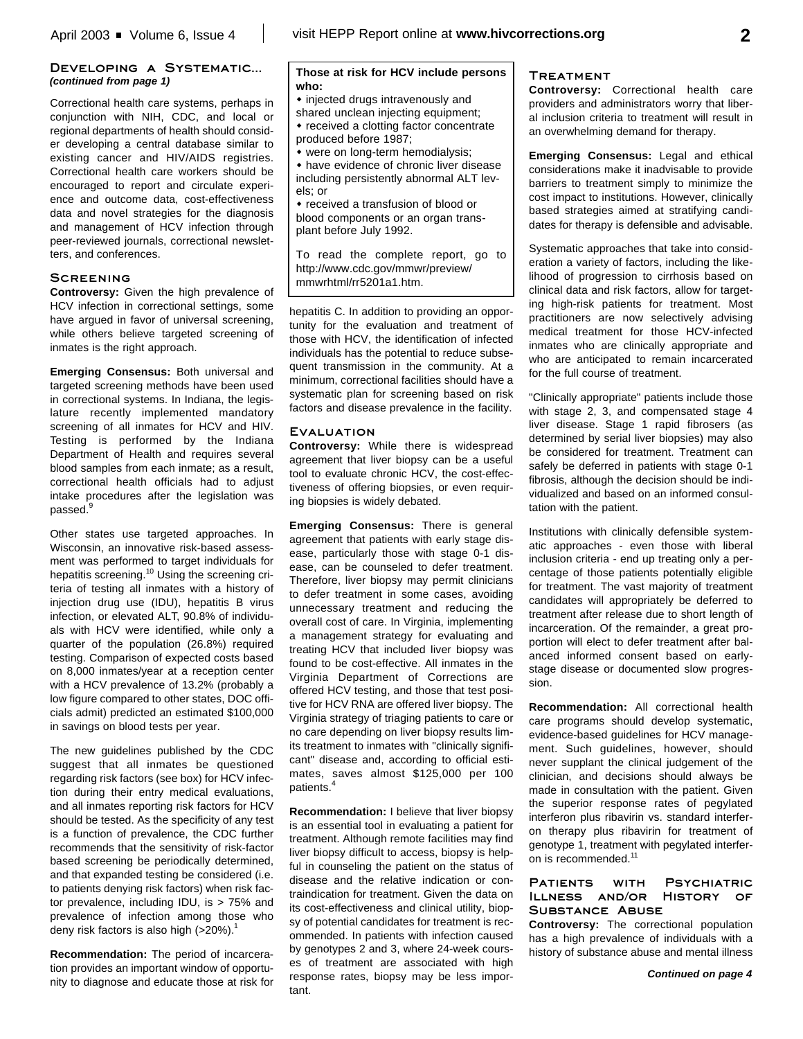## Developing a Systematic...
*(continued from page 1)*

Correctional health care systems, perhaps in conjunction with NIH, CDC, and local or regional departments of health should consider developing a central database similar to existing cancer and HIV/AIDS registries. Correctional health care workers should be encouraged to report and circulate experience and outcome data, cost-effectiveness data and novel strategies for the diagnosis and management of HCV infection through peer-reviewed journals, correctional newsletters, and conferences.

### Screening

**Controversy:** Given the high prevalence of HCV infection in correctional settings, some have argued in favor of universal screening, while others believe targeted screening of inmates is the right approach.

**Emerging Consensus:** Both universal and targeted screening methods have been used in correctional systems. In Indiana, the legislature recently implemented mandatory screening of all inmates for HCV and HIV. Testing is performed by the Indiana Department of Health and requires several blood samples from each inmate; as a result, correctional health officials had to adjust intake procedures after the legislation was passed.[9]

Other states use targeted approaches. In Wisconsin, an innovative risk-based assessment was performed to target individuals for hepatitis screening.[10] Using the screening criteria of testing all inmates with a history of injection drug use (IDU), hepatitis B virus infection, or elevated ALT, 90.8% of individuals with HCV were identified, while only a quarter of the population (26.8%) required testing. Comparison of expected costs based on 8,000 inmates/year at a reception center with a HCV prevalence of 13.2% (probably a low figure compared to other states, DOC officials admit) predicted an estimated $100,000 in savings on blood tests per year.

The new guidelines published by the CDC suggest that all inmates be questioned regarding risk factors (see box) for HCV infection during their entry medical evaluations, and all inmates reporting risk factors for HCV should be tested. As the specificity of any test is a function of prevalence, the CDC further recommends that the sensitivity of risk-factor based screening be periodically determined, and that expanded testing be considered (i.e. to patients denying risk factors) when risk factor prevalence, including IDU, is > 75% and prevalence of infection among those who deny risk factors is also high (>20%).[1]

**Recommendation:** The period of incarceration provides an important window of opportunity to diagnose and educate those at risk for hepatitis C. In addition to providing an opportunity for the evaluation and treatment of those with HCV, the identification of infected individuals has the potential to reduce subsequent transmission in the community. At a minimum, correctional facilities should have a systematic plan for screening based on risk factors and disease prevalence in the facility.

> **Those at risk for HCV include persons who:**
> - injected drugs intravenously and shared unclean injecting equipment;
> - received a clotting factor concentrate produced before 1987;
> - were on long-term hemodialysis;
> - have evidence of chronic liver disease including persistently abnormal ALT levels; or
> - received a transfusion of blood or blood components or an organ transplant before July 1992.
>
> To read the complete report, go to http://www.cdc.gov/mmwr/preview/mmwrhtml/rr5201a1.htm.

### Evaluation

**Controversy:** While there is widespread agreement that liver biopsy can be a useful tool to evaluate chronic HCV, the cost-effectiveness of offering biopsies, or even requiring biopsies is widely debated.

**Emerging Consensus:** There is general agreement that patients with early stage disease, particularly those with stage 0-1 disease, can be counseled to defer treatment. Therefore, liver biopsy may permit clinicians to defer treatment in some cases, avoiding unnecessary treatment and reducing the overall cost of care. In Virginia, implementing a management strategy for evaluating and treating HCV that included liver biopsy was found to be cost-effective. All inmates in the Virginia Department of Corrections are offered HCV testing, and those that test positive for HCV RNA are offered liver biopsy. The Virginia strategy of triaging patients to care or no care depending on liver biopsy results limits treatment to inmates with "clinically significant" disease and, according to official estimates, saves almost $125,000 per 100 patients.[4]

**Recommendation:** I believe that liver biopsy is an essential tool in evaluating a patient for treatment. Although remote facilities may find liver biopsy difficult to access, biopsy is helpful in counseling the patient on the status of disease and the relative indication or contraindication for treatment. Given the data on its cost-effectiveness and clinical utility, biopsy of potential candidates for treatment is recommended. In patients with infection caused by genotypes 2 and 3, where 24-week courses of treatment are associated with high response rates, biopsy may be less important.

### Treatment

**Controversy:** Correctional health care providers and administrators worry that liberal inclusion criteria to treatment will result in an overwhelming demand for therapy.

**Emerging Consensus:** Legal and ethical considerations make it inadvisable to provide barriers to treatment simply to minimize the cost impact to institutions. However, clinically based strategies aimed at stratifying candidates for therapy is defensible and advisable.

Systematic approaches that take into consideration a variety of factors, including the likelihood of progression to cirrhosis based on clinical data and risk factors, allow for targeting high-risk patients for treatment. Most practitioners are now selectively advising medical treatment for those HCV-infected inmates who are clinically appropriate and who are anticipated to remain incarcerated for the full course of treatment.

"Clinically appropriate" patients include those with stage 2, 3, and compensated stage 4 liver disease. Stage 1 rapid fibrosers (as determined by serial liver biopsies) may also be considered for treatment. Treatment can safely be deferred in patients with stage 0-1 fibrosis, although the decision should be individualized and based on an informed consultation with the patient.

Institutions with clinically defensible systematic approaches - even those with liberal inclusion criteria - end up treating only a percentage of those patients potentially eligible for treatment. The vast majority of treatment candidates will appropriately be deferred to treatment after release due to short length of incarceration. Of the remainder, a great proportion will elect to defer treatment after balanced informed consent based on early-stage disease or documented slow progression.

**Recommendation:** All correctional health care programs should develop systematic, evidence-based guidelines for HCV management. Such guidelines, however, should never supplant the clinical judgement of the clinician, and decisions should always be made in consultation with the patient. Given the superior response rates of pegylated interferon plus ribavirin vs. standard interferon therapy plus ribavirin for treatment of genotype 1, treatment with pegylated interferon is recommended.[11]

### Patients with Psychiatric Illness and/or History of Substance Abuse

**Controversy:** The correctional population has a high prevalence of individuals with a history of substance abuse and mental illness

*Continued on page 4*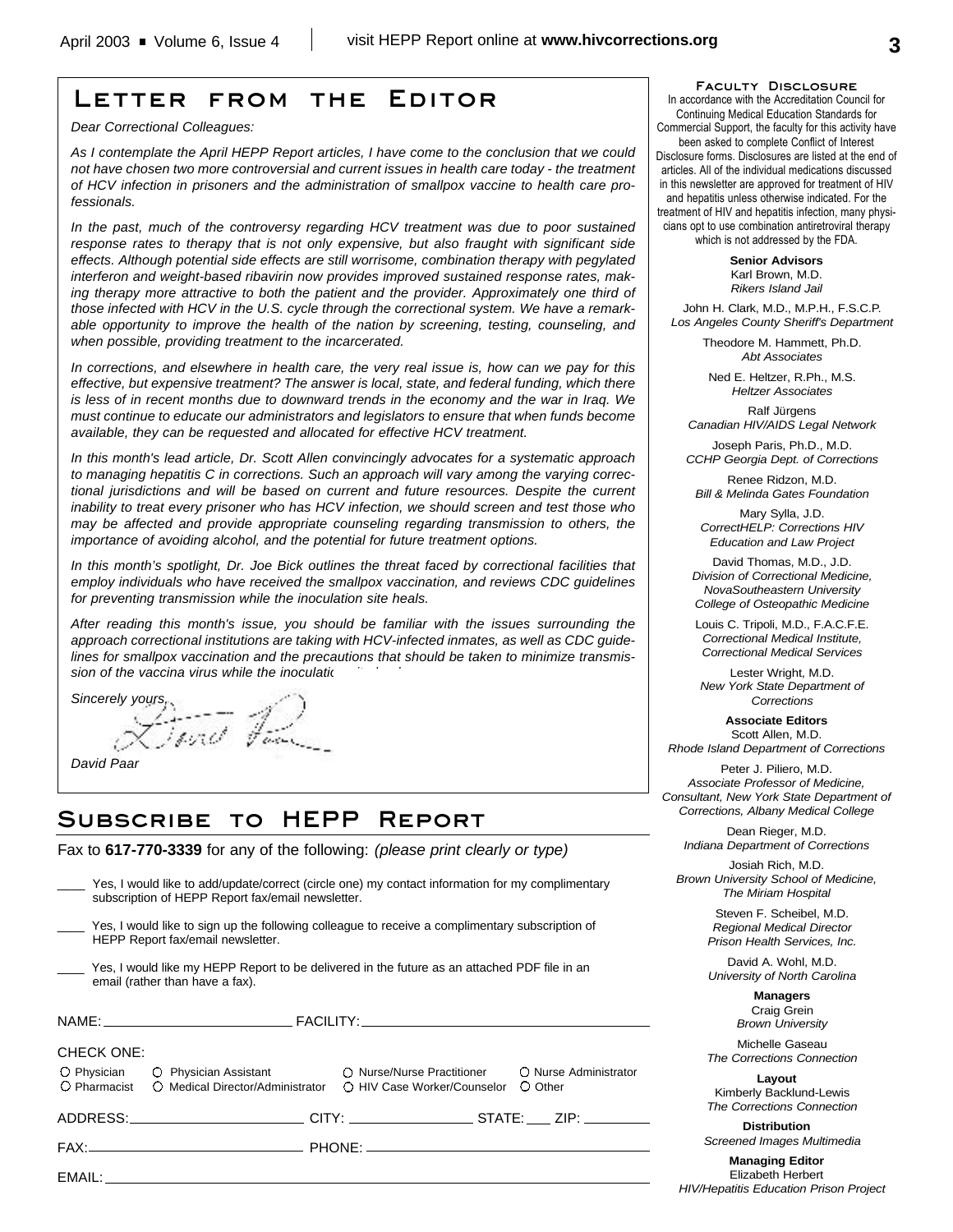# Letter from the Editor

*Dear Correctional Colleagues:*

*As I contemplate the April HEPP Report articles, I have come to the conclusion that we could not have chosen two more controversial and current issues in health care today - the treatment of HCV infection in prisoners and the administration of smallpox vaccine to health care professionals.*

*In the past, much of the controversy regarding HCV treatment was due to poor sustained response rates to therapy that is not only expensive, but also fraught with significant side effects. Although potential side effects are still worrisome, combination therapy with pegylated interferon and weight-based ribavirin now provides improved sustained response rates, making therapy more attractive to both the patient and the provider. Approximately one third of those infected with HCV in the U.S. cycle through the correctional system. We have a remarkable opportunity to improve the health of the nation by screening, testing, counseling, and when possible, providing treatment to the incarcerated.*

*In corrections, and elsewhere in health care, the very real issue is, how can we pay for this effective, but expensive treatment? The answer is local, state, and federal funding, which there is less of in recent months due to downward trends in the economy and the war in Iraq. We must continue to educate our administrators and legislators to ensure that when funds become available, they can be requested and allocated for effective HCV treatment.*

*In this month's lead article, Dr. Scott Allen convincingly advocates for a systematic approach to managing hepatitis C in corrections. Such an approach will vary among the varying correctional jurisdictions and will be based on current and future resources. Despite the current inability to treat every prisoner who has HCV infection, we should screen and test those who may be affected and provide appropriate counseling regarding transmission to others, the importance of avoiding alcohol, and the potential for future treatment options.*

*In this month's spotlight, Dr. Joe Bick outlines the threat faced by correctional facilities that employ individuals who have received the smallpox vaccination, and reviews CDC guidelines for preventing transmission while the inoculation site heals.*

*After reading this month's issue, you should be familiar with the issues surrounding the approach correctional institutions are taking with HCV-infected inmates, as well as CDC guidelines for smallpox vaccination and the precautions that should be taken to minimize transmission of the vaccina virus while the inoculation site heals.*

*Sincerely yours,*

*David Paar*

# Subscribe to HEPP Report

Fax to **617-770-3339** for any of the following: *(please print clearly or type)*

____ Yes, I would like to add/update/correct (circle one) my contact information for my complimentary subscription of HEPP Report fax/email newsletter.

____ Yes, I would like to sign up the following colleague to receive a complimentary subscription of HEPP Report fax/email newsletter.

____ Yes, I would like my HEPP Report to be delivered in the future as an attached PDF file in an email (rather than have a fax).

NAME: ______________________ FACILITY: ______________________

CHECK ONE:

○ Physician ○ Physician Assistant ○ Nurse/Nurse Practitioner ○ Nurse Administrator
○ Pharmacist ○ Medical Director/Administrator ○ HIV Case Worker/Counselor ○ Other

ADDRESS: ______________________ CITY: ______________ STATE: ___ ZIP: ________

FAX: ______________________ PHONE: ______________________

EMAIL: ______________________

### Faculty Disclosure

In accordance with the Accreditation Council for Continuing Medical Education Standards for Commercial Support, the faculty for this activity have been asked to complete Conflict of Interest Disclosure forms. Disclosures are listed at the end of articles. All of the individual medications discussed in this newsletter are approved for treatment of HIV and hepatitis unless otherwise indicated. For the treatment of HIV and hepatitis infection, many physicians opt to use combination antiretroviral therapy which is not addressed by the FDA.

**Senior Advisors**

Karl Brown, M.D.
*Rikers Island Jail*

John H. Clark, M.D., M.P.H., F.S.C.P.
*Los Angeles County Sheriff's Department*

Theodore M. Hammett, Ph.D.
*Abt Associates*

Ned E. Heltzer, R.Ph., M.S.
*Heltzer Associates*

Ralf Jürgens
*Canadian HIV/AIDS Legal Network*

Joseph Paris, Ph.D., M.D.
*CCHP Georgia Dept. of Corrections*

Renee Ridzon, M.D.
*Bill & Melinda Gates Foundation*

Mary Sylla, J.D.
*CorrectHELP: Corrections HIV Education and Law Project*

David Thomas, M.D., J.D.
*Division of Correctional Medicine, NovaSoutheastern University College of Osteopathic Medicine*

Louis C. Tripoli, M.D., F.A.C.F.E.
*Correctional Medical Institute, Correctional Medical Services*

Lester Wright, M.D.
*New York State Department of Corrections*

**Associate Editors**

Scott Allen, M.D.
*Rhode Island Department of Corrections*

Peter J. Piliero, M.D.
*Associate Professor of Medicine, Consultant, New York State Department of Corrections, Albany Medical College*

Dean Rieger, M.D.
*Indiana Department of Corrections*

Josiah Rich, M.D.
*Brown University School of Medicine, The Miriam Hospital*

Steven F. Scheibel, M.D.
*Regional Medical Director Prison Health Services, Inc.*

David A. Wohl, M.D.
*University of North Carolina*

**Managers**

Craig Grein
*Brown University*

Michelle Gaseau
*The Corrections Connection*

**Layout**

Kimberly Backlund-Lewis
*The Corrections Connection*

**Distribution**

*Screened Images Multimedia*

**Managing Editor**

Elizabeth Herbert
*HIV/Hepatitis Education Prison Project*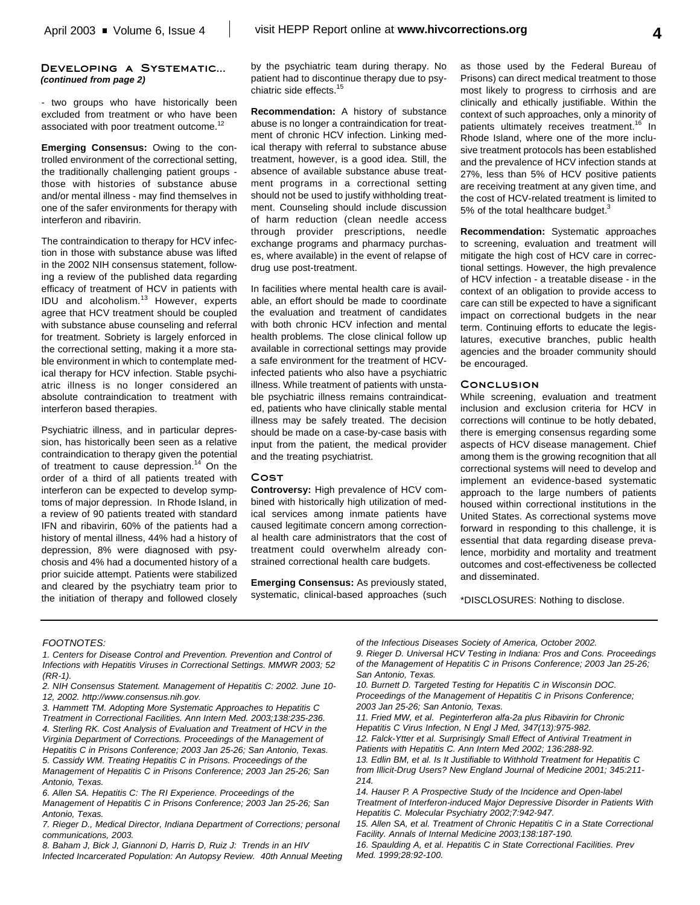## Developing a Systematic...

***(continued from page 2)***

- two groups who have historically been excluded from treatment or who have been associated with poor treatment outcome.[12]

**Emerging Consensus:** Owing to the controlled environment of the correctional setting, the traditionally challenging patient groups - those with histories of substance abuse and/or mental illness - may find themselves in one of the safer environments for therapy with interferon and ribavirin.

The contraindication to therapy for HCV infection in those with substance abuse was lifted in the 2002 NIH consensus statement, following a review of the published data regarding efficacy of treatment of HCV in patients with IDU and alcoholism.[13] However, experts agree that HCV treatment should be coupled with substance abuse counseling and referral for treatment. Sobriety is largely enforced in the correctional setting, making it a more stable environment in which to contemplate medical therapy for HCV infection. Stable psychiatric illness is no longer considered an absolute contraindication to treatment with interferon based therapies.

Psychiatric illness, and in particular depression, has historically been seen as a relative contraindication to therapy given the potential of treatment to cause depression.[14] On the order of a third of all patients treated with interferon can be expected to develop symptoms of major depression. In Rhode Island, in a review of 90 patients treated with standard IFN and ribavirin, 60% of the patients had a history of mental illness, 44% had a history of depression, 8% were diagnosed with psychosis and 4% had a documented history of a prior suicide attempt. Patients were stabilized and cleared by the psychiatry team prior to the initiation of therapy and followed closely by the psychiatric team during therapy. No patient had to discontinue therapy due to psychiatric side effects.[15]

**Recommendation:** A history of substance abuse is no longer a contraindication for treatment of chronic HCV infection. Linking medical therapy with referral to substance abuse treatment, however, is a good idea. Still, the absence of available substance abuse treatment programs in a correctional setting should not be used to justify withholding treatment. Counseling should include discussion of harm reduction (clean needle access through provider prescriptions, needle exchange programs and pharmacy purchases, where available) in the event of relapse of drug use post-treatment.

In facilities where mental health care is available, an effort should be made to coordinate the evaluation and treatment of candidates with both chronic HCV infection and mental health problems. The close clinical follow up available in correctional settings may provide a safe environment for the treatment of HCV-infected patients who also have a psychiatric illness. While treatment of patients with unstable psychiatric illness remains contraindicated, patients who have clinically stable mental illness may be safely treated. The decision should be made on a case-by-case basis with input from the patient, the medical provider and the treating psychiatrist.

### Cost

**Controversy:** High prevalence of HCV combined with historically high utilization of medical services among inmate patients have caused legitimate concern among correctional health care administrators that the cost of treatment could overwhelm already constrained correctional health care budgets.

**Emerging Consensus:** As previously stated, systematic, clinical-based approaches (such as those used by the Federal Bureau of Prisons) can direct medical treatment to those most likely to progress to cirrhosis and are clinically and ethically justifiable. Within the context of such approaches, only a minority of patients ultimately receives treatment.[16] In Rhode Island, where one of the more inclusive treatment protocols has been established and the prevalence of HCV infection stands at 27%, less than 5% of HCV positive patients are receiving treatment at any given time, and the cost of HCV-related treatment is limited to 5% of the total healthcare budget.[3]

**Recommendation:** Systematic approaches to screening, evaluation and treatment will mitigate the high cost of HCV care in correctional settings. However, the high prevalence of HCV infection - a treatable disease - in the context of an obligation to provide access to care can still be expected to have a significant impact on correctional budgets in the near term. Continuing efforts to educate the legislatures, executive branches, public health agencies and the broader community should be encouraged.

### Conclusion

While screening, evaluation and treatment inclusion and exclusion criteria for HCV in corrections will continue to be hotly debated, there is emerging consensus regarding some aspects of HCV disease management. Chief among them is the growing recognition that all correctional systems will need to develop and implement an evidence-based systematic approach to the large numbers of patients housed within correctional institutions in the United States. As correctional systems move forward in responding to this challenge, it is essential that data regarding disease prevalence, morbidity and mortality and treatment outcomes and cost-effectiveness be collected and disseminated.

*DISCLOSURES: Nothing to disclose.

---

*FOOTNOTES:*

*1. Centers for Disease Control and Prevention. Prevention and Control of Infections with Hepatitis Viruses in Correctional Settings. MMWR 2003; 52 (RR-1).*

*2. NIH Consensus Statement. Management of Hepatitis C: 2002. June 10-12, 2002. http://www.consensus.nih.gov.*

*3. Hammett TM. Adopting More Systematic Approaches to Hepatitis C Treatment in Correctional Facilities. Ann Intern Med. 2003;138:235-236.*

*4. Sterling RK. Cost Analysis of Evaluation and Treatment of HCV in the Virginia Department of Corrections. Proceedings of the Management of Hepatitis C in Prisons Conference; 2003 Jan 25-26; San Antonio, Texas.*

*5. Cassidy WM. Treating Hepatitis C in Prisons. Proceedings of the Management of Hepatitis C in Prisons Conference; 2003 Jan 25-26; San Antonio, Texas.*

*6. Allen SA. Hepatitis C: The RI Experience. Proceedings of the Management of Hepatitis C in Prisons Conference; 2003 Jan 25-26; San Antonio, Texas.*

*7. Rieger D., Medical Director, Indiana Department of Corrections; personal communications, 2003.*

*8. Baham J, Bick J, Giannoni D, Harris D, Ruiz J: Trends in an HIV Infected Incarcerated Population: An Autopsy Review. 40th Annual Meeting of the Infectious Diseases Society of America, October 2002.*

*9. Rieger D. Universal HCV Testing in Indiana: Pros and Cons. Proceedings of the Management of Hepatitis C in Prisons Conference; 2003 Jan 25-26; San Antonio, Texas.*

*10. Burnett D. Targeted Testing for Hepatitis C in Wisconsin DOC. Proceedings of the Management of Hepatitis C in Prisons Conference; 2003 Jan 25-26; San Antonio, Texas.*

*11. Fried MW, et al. Peginterferon alfa-2a plus Ribavirin for Chronic Hepatitis C Virus Infection, N Engl J Med, 347(13):975-982.*

*12. Falck-Ytter et al. Surprisingly Small Effect of Antiviral Treatment in Patients with Hepatitis C. Ann Intern Med 2002; 136:288-92.*

*13. Edlin BM, et al. Is It Justifiable to Withhold Treatment for Hepatitis C from Illicit-Drug Users? New England Journal of Medicine 2001; 345:211-214.*

*14. Hauser P. A Prospective Study of the Incidence and Open-label Treatment of Interferon-induced Major Depressive Disorder in Patients With Hepatitis C. Molecular Psychiatry 2002;7:942-947.*

*15. Allen SA, et al. Treatment of Chronic Hepatitis C in a State Correctional Facility. Annals of Internal Medicine 2003;138:187-190.*

*16. Spaulding A, et al. Hepatitis C in State Correctional Facilities. Prev Med. 1999;28:92-100.*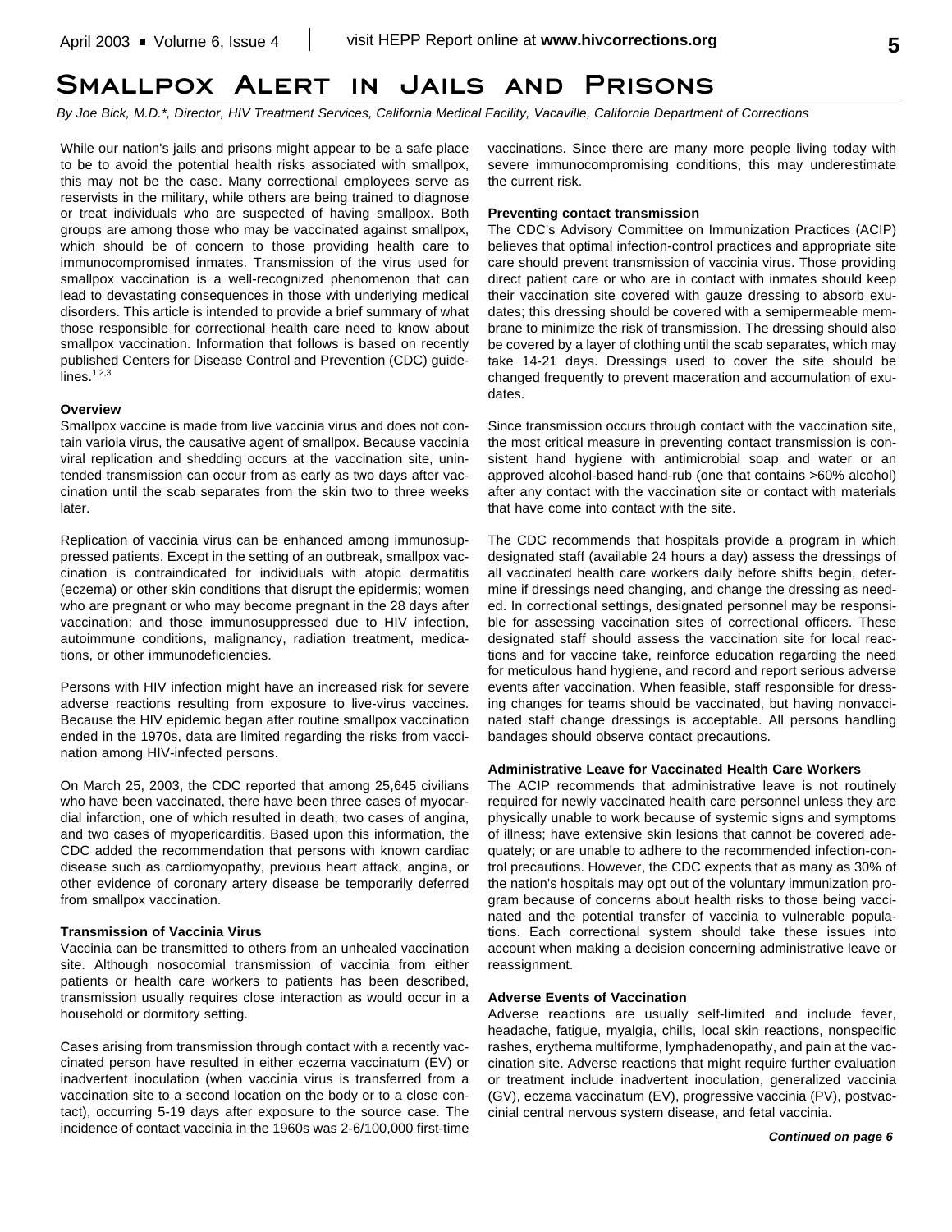# Smallpox Alert in Jails and Prisons

*By Joe Bick, M.D.\*, Director, HIV Treatment Services, California Medical Facility, Vacaville, California Department of Corrections*

While our nation's jails and prisons might appear to be a safe place to be to avoid the potential health risks associated with smallpox, this may not be the case. Many correctional employees serve as reservists in the military, while others are being trained to diagnose or treat individuals who are suspected of having smallpox. Both groups are among those who may be vaccinated against smallpox, which should be of concern to those providing health care to immunocompromised inmates. Transmission of the virus used for smallpox vaccination is a well-recognized phenomenon that can lead to devastating consequences in those with underlying medical disorders. This article is intended to provide a brief summary of what those responsible for correctional health care need to know about smallpox vaccination. Information that follows is based on recently published Centers for Disease Control and Prevention (CDC) guidelines.[1,2,3]

**Overview**

Smallpox vaccine is made from live vaccinia virus and does not contain variola virus, the causative agent of smallpox. Because vaccinia viral replication and shedding occurs at the vaccination site, unintended transmission can occur from as early as two days after vaccination until the scab separates from the skin two to three weeks later.

Replication of vaccinia virus can be enhanced among immunosuppressed patients. Except in the setting of an outbreak, smallpox vaccination is contraindicated for individuals with atopic dermatitis (eczema) or other skin conditions that disrupt the epidermis; women who are pregnant or who may become pregnant in the 28 days after vaccination; and those immunosuppressed due to HIV infection, autoimmune conditions, malignancy, radiation treatment, medications, or other immunodeficiencies.

Persons with HIV infection might have an increased risk for severe adverse reactions resulting from exposure to live-virus vaccines. Because the HIV epidemic began after routine smallpox vaccination ended in the 1970s, data are limited regarding the risks from vaccination among HIV-infected persons.

On March 25, 2003, the CDC reported that among 25,645 civilians who have been vaccinated, there have been three cases of myocardial infarction, one of which resulted in death; two cases of angina, and two cases of myopericarditis. Based upon this information, the CDC added the recommendation that persons with known cardiac disease such as cardiomyopathy, previous heart attack, angina, or other evidence of coronary artery disease be temporarily deferred from smallpox vaccination.

**Transmission of Vaccinia Virus**

Vaccinia can be transmitted to others from an unhealed vaccination site. Although nosocomial transmission of vaccinia from either patients or health care workers to patients has been described, transmission usually requires close interaction as would occur in a household or dormitory setting.

Cases arising from transmission through contact with a recently vaccinated person have resulted in either eczema vaccinatum (EV) or inadvertent inoculation (when vaccinia virus is transferred from a vaccination site to a second location on the body or to a close contact), occurring 5-19 days after exposure to the source case. The incidence of contact vaccinia in the 1960s was 2-6/100,000 first-time vaccinations. Since there are many more people living today with severe immunocompromising conditions, this may underestimate the current risk.

**Preventing contact transmission**

The CDC's Advisory Committee on Immunization Practices (ACIP) believes that optimal infection-control practices and appropriate site care should prevent transmission of vaccinia virus. Those providing direct patient care or who are in contact with inmates should keep their vaccination site covered with gauze dressing to absorb exudates; this dressing should be covered with a semipermeable membrane to minimize the risk of transmission. The dressing should also be covered by a layer of clothing until the scab separates, which may take 14-21 days. Dressings used to cover the site should be changed frequently to prevent maceration and accumulation of exudates.

Since transmission occurs through contact with the vaccination site, the most critical measure in preventing contact transmission is consistent hand hygiene with antimicrobial soap and water or an approved alcohol-based hand-rub (one that contains >60% alcohol) after any contact with the vaccination site or contact with materials that have come into contact with the site.

The CDC recommends that hospitals provide a program in which designated staff (available 24 hours a day) assess the dressings of all vaccinated health care workers daily before shifts begin, determine if dressings need changing, and change the dressing as needed. In correctional settings, designated personnel may be responsible for assessing vaccination sites of correctional officers. These designated staff should assess the vaccination site for local reactions and for vaccine take, reinforce education regarding the need for meticulous hand hygiene, and record and report serious adverse events after vaccination. When feasible, staff responsible for dressing changes for teams should be vaccinated, but having nonvaccinated staff change dressings is acceptable. All persons handling bandages should observe contact precautions.

**Administrative Leave for Vaccinated Health Care Workers**

The ACIP recommends that administrative leave is not routinely required for newly vaccinated health care personnel unless they are physically unable to work because of systemic signs and symptoms of illness; have extensive skin lesions that cannot be covered adequately; or are unable to adhere to the recommended infection-control precautions. However, the CDC expects that as many as 30% of the nation's hospitals may opt out of the voluntary immunization program because of concerns about health risks to those being vaccinated and the potential transfer of vaccinia to vulnerable populations. Each correctional system should take these issues into account when making a decision concerning administrative leave or reassignment.

**Adverse Events of Vaccination**

Adverse reactions are usually self-limited and include fever, headache, fatigue, myalgia, chills, local skin reactions, nonspecific rashes, erythema multiforme, lymphadenopathy, and pain at the vaccination site. Adverse reactions that might require further evaluation or treatment include inadvertent inoculation, generalized vaccinia (GV), eczema vaccinatum (EV), progressive vaccinia (PV), postvaccinial central nervous system disease, and fetal vaccinia.

***Continued on page 6***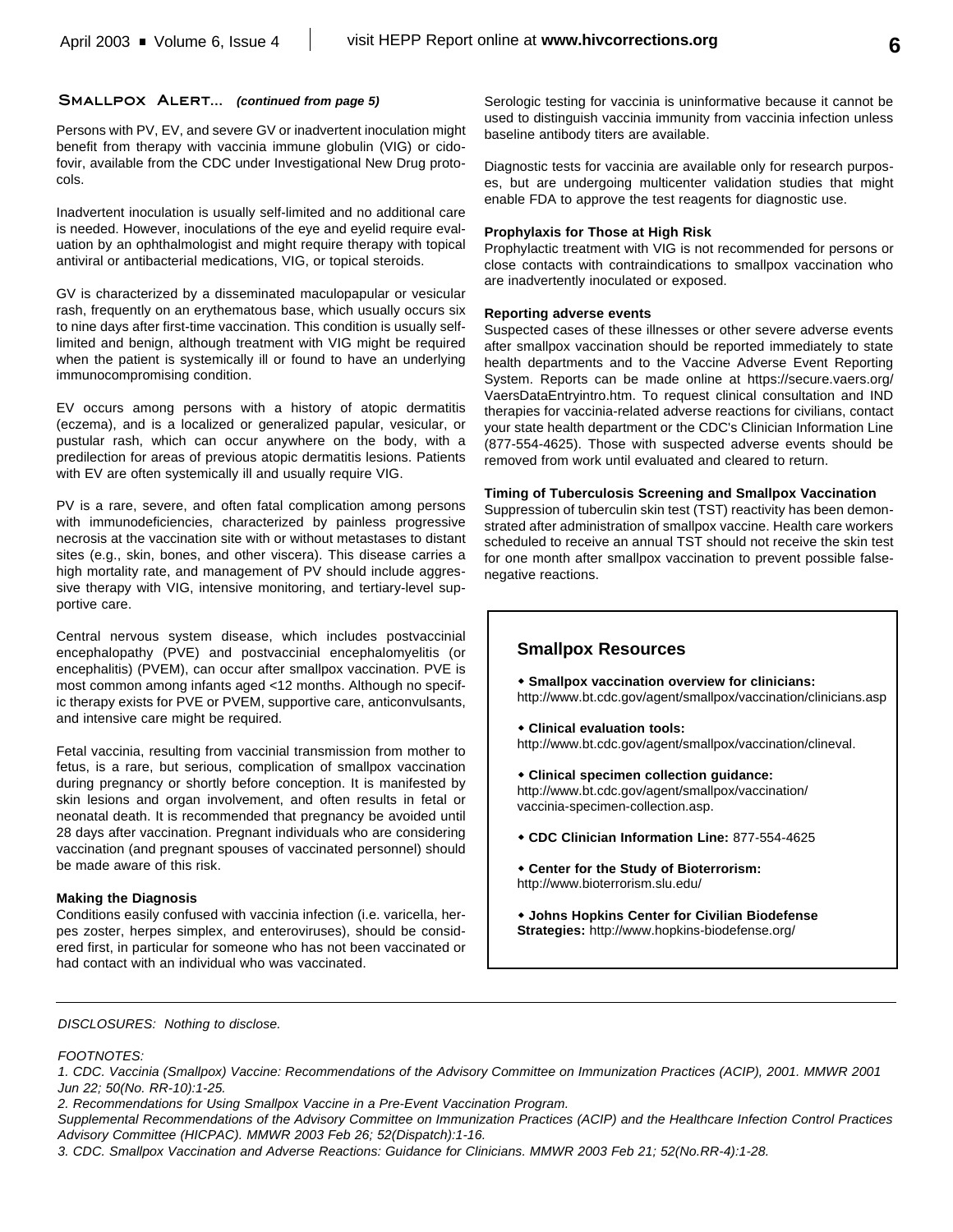## Smallpox Alert... *(continued from page 5)*

Persons with PV, EV, and severe GV or inadvertent inoculation might benefit from therapy with vaccinia immune globulin (VIG) or cidofovir, available from the CDC under Investigational New Drug protocols.

Inadvertent inoculation is usually self-limited and no additional care is needed. However, inoculations of the eye and eyelid require evaluation by an ophthalmologist and might require therapy with topical antiviral or antibacterial medications, VIG, or topical steroids.

GV is characterized by a disseminated maculopapular or vesicular rash, frequently on an erythematous base, which usually occurs six to nine days after first-time vaccination. This condition is usually self-limited and benign, although treatment with VIG might be required when the patient is systemically ill or found to have an underlying immunocompromising condition.

EV occurs among persons with a history of atopic dermatitis (eczema), and is a localized or generalized papular, vesicular, or pustular rash, which can occur anywhere on the body, with a predilection for areas of previous atopic dermatitis lesions. Patients with EV are often systemically ill and usually require VIG.

PV is a rare, severe, and often fatal complication among persons with immunodeficiencies, characterized by painless progressive necrosis at the vaccination site with or without metastases to distant sites (e.g., skin, bones, and other viscera). This disease carries a high mortality rate, and management of PV should include aggressive therapy with VIG, intensive monitoring, and tertiary-level supportive care.

Central nervous system disease, which includes postvaccinial encephalopathy (PVE) and postvaccinial encephalomyelitis (or encephalitis) (PVEM), can occur after smallpox vaccination. PVE is most common among infants aged <12 months. Although no specific therapy exists for PVE or PVEM, supportive care, anticonvulsants, and intensive care might be required.

Fetal vaccinia, resulting from vaccinial transmission from mother to fetus, is a rare, but serious, complication of smallpox vaccination during pregnancy or shortly before conception. It is manifested by skin lesions and organ involvement, and often results in fetal or neonatal death. It is recommended that pregnancy be avoided until 28 days after vaccination. Pregnant individuals who are considering vaccination (and pregnant spouses of vaccinated personnel) should be made aware of this risk.

**Making the Diagnosis**

Conditions easily confused with vaccinia infection (i.e. varicella, herpes zoster, herpes simplex, and enteroviruses), should be considered first, in particular for someone who has not been vaccinated or had contact with an individual who was vaccinated.

Serologic testing for vaccinia is uninformative because it cannot be used to distinguish vaccinia immunity from vaccinia infection unless baseline antibody titers are available.

Diagnostic tests for vaccinia are available only for research purposes, but are undergoing multicenter validation studies that might enable FDA to approve the test reagents for diagnostic use.

**Prophylaxis for Those at High Risk**

Prophylactic treatment with VIG is not recommended for persons or close contacts with contraindications to smallpox vaccination who are inadvertently inoculated or exposed.

**Reporting adverse events**

Suspected cases of these illnesses or other severe adverse events after smallpox vaccination should be reported immediately to state health departments and to the Vaccine Adverse Event Reporting System. Reports can be made online at https://secure.vaers.org/VaersDataEntryintro.htm. To request clinical consultation and IND therapies for vaccinia-related adverse reactions for civilians, contact your state health department or the CDC's Clinician Information Line (877-554-4625). Those with suspected adverse events should be removed from work until evaluated and cleared to return.

**Timing of Tuberculosis Screening and Smallpox Vaccination**

Suppression of tuberculin skin test (TST) reactivity has been demonstrated after administration of smallpox vaccine. Health care workers scheduled to receive an annual TST should not receive the skin test for one month after smallpox vaccination to prevent possible false-negative reactions.

### Smallpox Resources

- **Smallpox vaccination overview for clinicians:** http://www.bt.cdc.gov/agent/smallpox/vaccination/clinicians.asp
- **Clinical evaluation tools:** http://www.bt.cdc.gov/agent/smallpox/vaccination/clineval.
- **Clinical specimen collection guidance:** http://www.bt.cdc.gov/agent/smallpox/vaccination/vaccinia-specimen-collection.asp.
- **CDC Clinician Information Line:** 877-554-4625
- **Center for the Study of Bioterrorism:** http://www.bioterrorism.slu.edu/
- **Johns Hopkins Center for Civilian Biodefense Strategies:** http://www.hopkins-biodefense.org/

---

*DISCLOSURES: Nothing to disclose.*

*FOOTNOTES:*

*1. CDC. Vaccinia (Smallpox) Vaccine: Recommendations of the Advisory Committee on Immunization Practices (ACIP), 2001. MMWR 2001 Jun 22; 50(No. RR-10):1-25.*

*2. Recommendations for Using Smallpox Vaccine in a Pre-Event Vaccination Program.*
*Supplemental Recommendations of the Advisory Committee on Immunization Practices (ACIP) and the Healthcare Infection Control Practices Advisory Committee (HICPAC). MMWR 2003 Feb 26; 52(Dispatch):1-16.*

*3. CDC. Smallpox Vaccination and Adverse Reactions: Guidance for Clinicians. MMWR 2003 Feb 21; 52(No.RR-4):1-28.*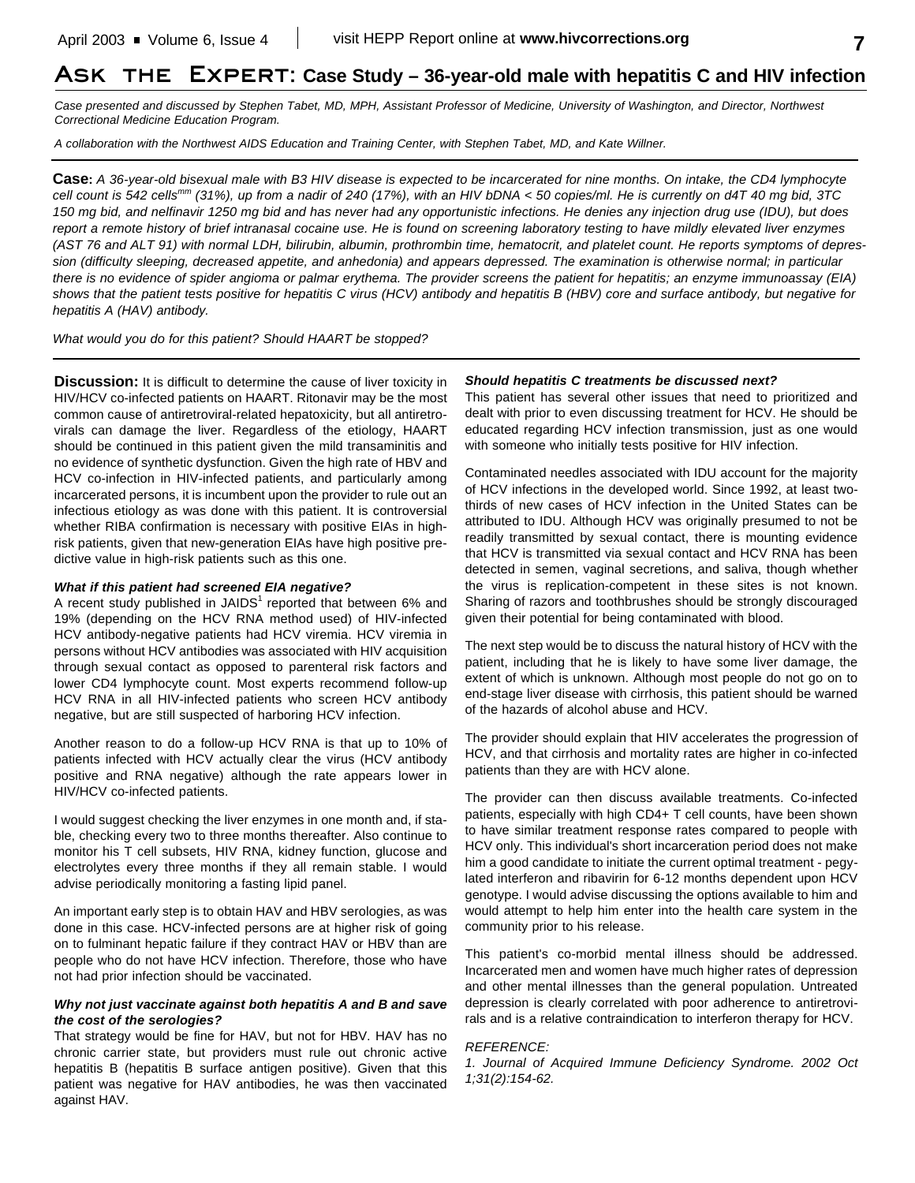# Ask the Expert: Case Study – 36-year-old male with hepatitis C and HIV infection

*Case presented and discussed by Stephen Tabet, MD, MPH, Assistant Professor of Medicine, University of Washington, and Director, Northwest Correctional Medicine Education Program.*

*A collaboration with the Northwest AIDS Education and Training Center, with Stephen Tabet, MD, and Kate Willner.*

---

**Case:** *A 36-year-old bisexual male with B3 HIV disease is expected to be incarcerated for nine months. On intake, the CD4 lymphocyte cell count is 542 cells$^{mm}$ (31%), up from a nadir of 240 (17%), with an HIV bDNA < 50 copies/ml. He is currently on d4T 40 mg bid, 3TC 150 mg bid, and nelfinavir 1250 mg bid and has never had any opportunistic infections. He denies any injection drug use (IDU), but does report a remote history of brief intranasal cocaine use. He is found on screening laboratory testing to have mildly elevated liver enzymes (AST 76 and ALT 91) with normal LDH, bilirubin, albumin, prothrombin time, hematocrit, and platelet count. He reports symptoms of depression (difficulty sleeping, decreased appetite, and anhedonia) and appears depressed. The examination is otherwise normal; in particular there is no evidence of spider angioma or palmar erythema. The provider screens the patient for hepatitis; an enzyme immunoassay (EIA) shows that the patient tests positive for hepatitis C virus (HCV) antibody and hepatitis B (HBV) core and surface antibody, but negative for hepatitis A (HAV) antibody.*

*What would you do for this patient? Should HAART be stopped?*

---

**Discussion:** It is difficult to determine the cause of liver toxicity in HIV/HCV co-infected patients on HAART. Ritonavir may be the most common cause of antiretroviral-related hepatoxicity, but all antiretrovirals can damage the liver. Regardless of the etiology, HAART should be continued in this patient given the mild transaminitis and no evidence of synthetic dysfunction. Given the high rate of HBV and HCV co-infection in HIV-infected patients, and particularly among incarcerated persons, it is incumbent upon the provider to rule out an infectious etiology as was done with this patient. It is controversial whether RIBA confirmation is necessary with positive EIAs in high-risk patients, given that new-generation EIAs have high positive predictive value in high-risk patients such as this one.

***What if this patient had screened EIA negative?***

A recent study published in JAIDS[1] reported that between 6% and 19% (depending on the HCV RNA method used) of HIV-infected HCV antibody-negative patients had HCV viremia. HCV viremia in persons without HCV antibodies was associated with HIV acquisition through sexual contact as opposed to parenteral risk factors and lower CD4 lymphocyte count. Most experts recommend follow-up HCV RNA in all HIV-infected patients who screen HCV antibody negative, but are still suspected of harboring HCV infection.

Another reason to do a follow-up HCV RNA is that up to 10% of patients infected with HCV actually clear the virus (HCV antibody positive and RNA negative) although the rate appears lower in HIV/HCV co-infected patients.

I would suggest checking the liver enzymes in one month and, if stable, checking every two to three months thereafter. Also continue to monitor his T cell subsets, HIV RNA, kidney function, glucose and electrolytes every three months if they all remain stable. I would advise periodically monitoring a fasting lipid panel.

An important early step is to obtain HAV and HBV serologies, as was done in this case. HCV-infected persons are at higher risk of going on to fulminant hepatic failure if they contract HAV or HBV than are people who do not have HCV infection. Therefore, those who have not had prior infection should be vaccinated.

***Why not just vaccinate against both hepatitis A and B and save the cost of the serologies?***

That strategy would be fine for HAV, but not for HBV. HAV has no chronic carrier state, but providers must rule out chronic active hepatitis B (hepatitis B surface antigen positive). Given that this patient was negative for HAV antibodies, he was then vaccinated against HAV.

***Should hepatitis C treatments be discussed next?***

This patient has several other issues that need to prioritized and dealt with prior to even discussing treatment for HCV. He should be educated regarding HCV infection transmission, just as one would with someone who initially tests positive for HIV infection.

Contaminated needles associated with IDU account for the majority of HCV infections in the developed world. Since 1992, at least two-thirds of new cases of HCV infection in the United States can be attributed to IDU. Although HCV was originally presumed to not be readily transmitted by sexual contact, there is mounting evidence that HCV is transmitted via sexual contact and HCV RNA has been detected in semen, vaginal secretions, and saliva, though whether the virus is replication-competent in these sites is not known. Sharing of razors and toothbrushes should be strongly discouraged given their potential for being contaminated with blood.

The next step would be to discuss the natural history of HCV with the patient, including that he is likely to have some liver damage, the extent of which is unknown. Although most people do not go on to end-stage liver disease with cirrhosis, this patient should be warned of the hazards of alcohol abuse and HCV.

The provider should explain that HIV accelerates the progression of HCV, and that cirrhosis and mortality rates are higher in co-infected patients than they are with HCV alone.

The provider can then discuss available treatments. Co-infected patients, especially with high CD4+ T cell counts, have been shown to have similar treatment response rates compared to people with HCV only. This individual's short incarceration period does not make him a good candidate to initiate the current optimal treatment - pegylated interferon and ribavirin for 6-12 months dependent upon HCV genotype. I would advise discussing the options available to him and would attempt to help him enter into the health care system in the community prior to his release.

This patient's co-morbid mental illness should be addressed. Incarcerated men and women have much higher rates of depression and other mental illnesses than the general population. Untreated depression is clearly correlated with poor adherence to antiretrovirals and is a relative contraindication to interferon therapy for HCV.

*REFERENCE:*

*1. Journal of Acquired Immune Deficiency Syndrome. 2002 Oct 1;31(2):154-62.*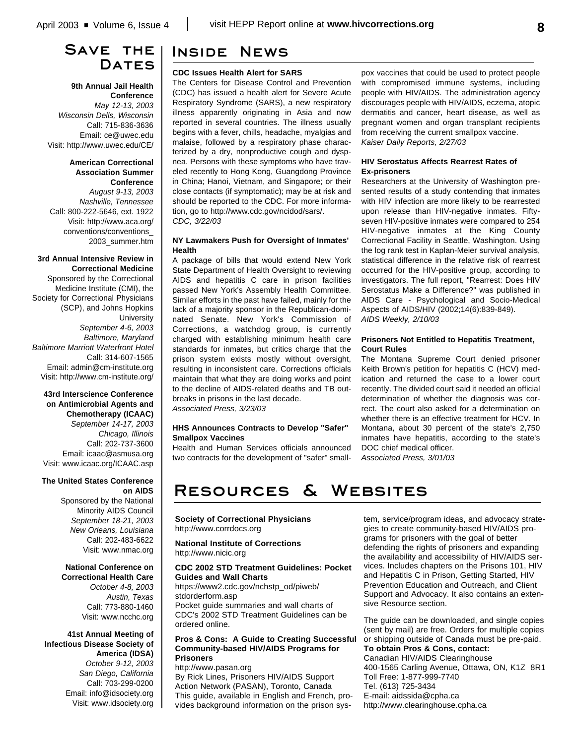## Save the Dates

**9th Annual Jail Health Conference**
*May 12-13, 2003*
*Wisconsin Dells, Wisconsin*
Call: 715-836-3636
Email: ce@uwec.edu
Visit: http://www.uwec.edu/CE/

**American Correctional Association Summer Conference**
*August 9-13, 2003*
*Nashville, Tennessee*
Call: 800-222-5646, ext. 1922
Visit: http://www.aca.org/conventions/conventions_2003_summer.htm

**3rd Annual Intensive Review in Correctional Medicine**
Sponsored by the Correctional Medicine Institute (CMI), the Society for Correctional Physicians (SCP), and Johns Hopkins University
*September 4-6, 2003*
*Baltimore, Maryland*
*Baltimore Marriott Waterfront Hotel*
Call: 314-607-1565
Email: admin@cm-institute.org
Visit: http://www.cm-institute.org/

**43rd Interscience Conference on Antimicrobial Agents and Chemotherapy (ICAAC)**
*September 14-17, 2003*
*Chicago, Illinois*
Call: 202-737-3600
Email: icaac@asmusa.org
Visit: www.icaac.org/ICAAC.asp

**The United States Conference on AIDS**
Sponsored by the National Minority AIDS Council
*September 18-21, 2003*
*New Orleans, Louisiana*
Call: 202-483-6622
Visit: www.nmac.org

**National Conference on Correctional Health Care**
*October 4-8, 2003*
*Austin, Texas*
Call: 773-880-1460
Visit: www.ncchc.org

**41st Annual Meeting of Infectious Disease Society of America (IDSA)**
*October 9-12, 2003*
*San Diego, California*
Call: 703-299-0200
Email: info@idsociety.org
Visit: www.idsociety.org

## Inside News

**CDC Issues Health Alert for SARS**

The Centers for Disease Control and Prevention (CDC) has issued a health alert for Severe Acute Respiratory Syndrome (SARS), a new respiratory illness apparently originating in Asia and now reported in several countries. The illness usually begins with a fever, chills, headache, myalgias and malaise, followed by a respiratory phase characterized by a dry, nonproductive cough and dyspnea. Persons with these symptoms who have traveled recently to Hong Kong, Guangdong Province in China; Hanoi, Vietnam, and Singapore; or their close contacts (if symptomatic); may be at risk and should be reported to the CDC. For more information, go to http://www.cdc.gov/ncidod/sars/.
*CDC, 3/22/03*

**NY Lawmakers Push for Oversight of Inmates' Health**

A package of bills that would extend New York State Department of Health Oversight to reviewing AIDS and hepatitis C care in prison facilities passed New York's Assembly Health Committee. Similar efforts in the past have failed, mainly for the lack of a majority sponsor in the Republican-dominated Senate. New York's Commission of Corrections, a watchdog group, is currently charged with establishing minimum health care standards for inmates, but critics charge that the prison system exists mostly without oversight, resulting in inconsistent care. Corrections officials maintain that what they are doing works and point to the decline of AIDS-related deaths and TB outbreaks in prisons in the last decade.
*Associated Press, 3/23/03*

**HHS Announces Contracts to Develop "Safer" Smallpox Vaccines**

Health and Human Services officials announced two contracts for the development of "safer" smallpox vaccines that could be used to protect people with compromised immune systems, including people with HIV/AIDS. The administration agency discourages people with HIV/AIDS, eczema, atopic dermatitis and cancer, heart disease, as well as pregnant women and organ transplant recipients from receiving the current smallpox vaccine.
*Kaiser Daily Reports, 2/27/03*

**HIV Serostatus Affects Rearrest Rates of Ex-prisoners**

Researchers at the University of Washington presented results of a study contending that inmates with HIV infection are more likely to be rearrested upon release than HIV-negative inmates. Fifty-seven HIV-positive inmates were compared to 254 HIV-negative inmates at the King County Correctional Facility in Seattle, Washington. Using the log rank test in Kaplan-Meier survival analysis, statistical difference in the relative risk of rearrest occurred for the HIV-positive group, according to investigators. The full report, "Rearrest: Does HIV Serostatus Make a Difference?" was published in AIDS Care - Psychological and Socio-Medical Aspects of AIDS/HIV (2002;14(6):839-849).
*AIDS Weekly, 2/10/03*

**Prisoners Not Entitled to Hepatitis Treatment, Court Rules**

The Montana Supreme Court denied prisoner Keith Brown's petition for hepatitis C (HCV) medication and returned the case to a lower court recently. The divided court said it needed an official determination of whether the diagnosis was correct. The court also asked for a determination on whether there is an effective treatment for HCV. In Montana, about 30 percent of the state's 2,750 inmates have hepatitis, according to the state's DOC chief medical officer.
*Associated Press, 3/01/03*

## Resources & Websites

**Society of Correctional Physicians**
http://www.corrdocs.org

**National Institute of Corrections**
http://www.nicic.org

**CDC 2002 STD Treatment Guidelines: Pocket Guides and Wall Charts**
https://www2.cdc.gov/nchstp_od/piweb/stdorderform.asp
Pocket guide summaries and wall charts of CDC's 2002 STD Treatment Guidelines can be ordered online.

**Pros & Cons: A Guide to Creating Successful Community-based HIV/AIDS Programs for Prisoners**
http://www.pasan.org
By Rick Lines, Prisoners HIV/AIDS Support Action Network (PASAN), Toronto, Canada
This guide, available in English and French, provides background information on the prison system, service/program ideas, and advocacy strategies to create community-based HIV/AIDS programs for prisoners with the goal of better defending the rights of prisoners and expanding the availability and accessibility of HIV/AIDS services. Includes chapters on the Prisons 101, HIV and Hepatitis C in Prison, Getting Started, HIV Prevention Education and Outreach, and Client Support and Advocacy. It also contains an extensive Resource section.

The guide can be downloaded, and single copies (sent by mail) are free. Orders for multiple copies or shipping outside of Canada must be pre-paid.
**To obtain Pros & Cons, contact:**
Canadian HIV/AIDS Clearinghouse
400-1565 Carling Avenue, Ottawa, ON, K1Z 8R1
Toll Free: 1-877-999-7740
Tel. (613) 725-3434
E-mail: aidssida@cpha.ca
http://www.clearinghouse.cpha.ca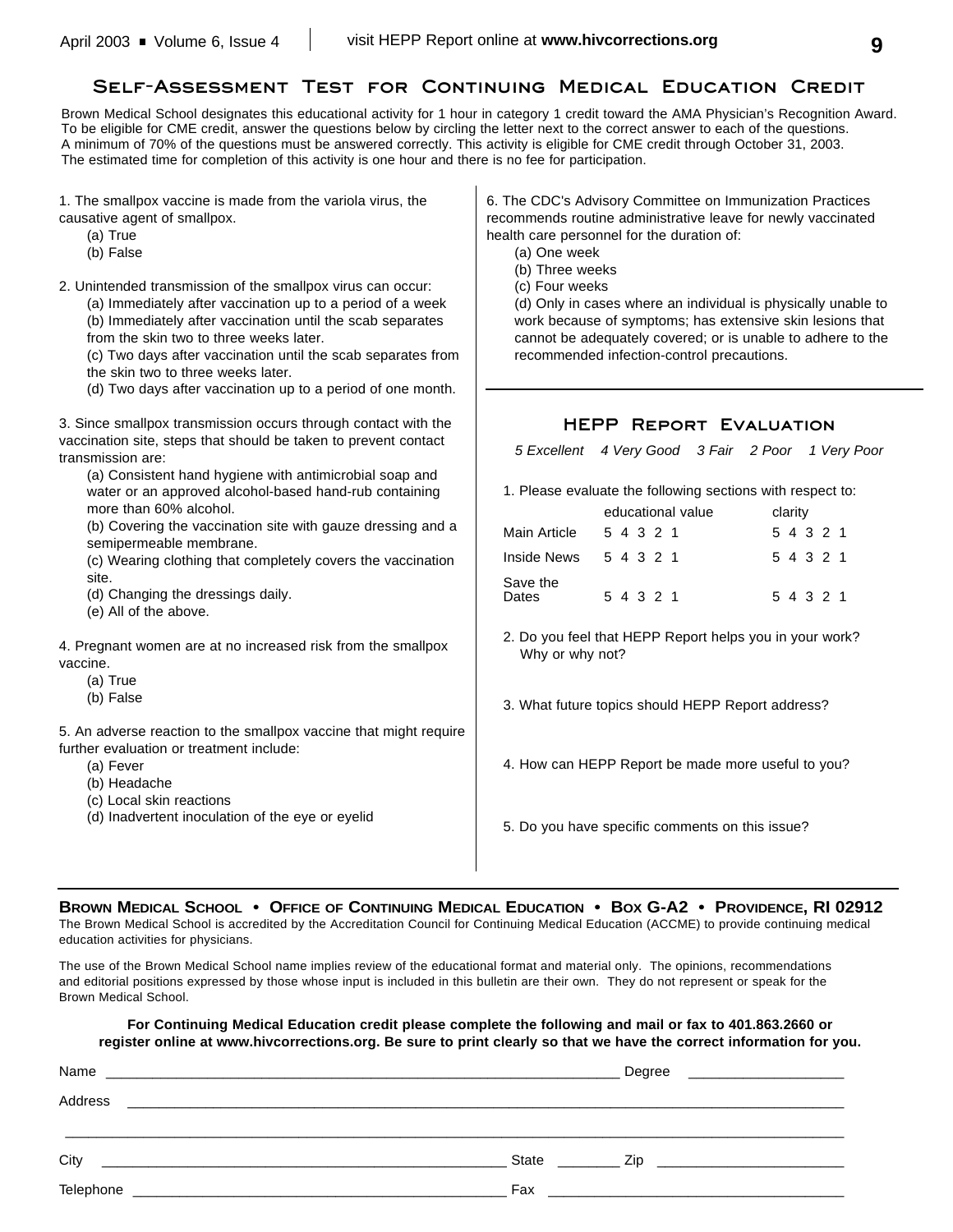## Self-Assessment Test for Continuing Medical Education Credit

Brown Medical School designates this educational activity for 1 hour in category 1 credit toward the AMA Physician's Recognition Award. To be eligible for CME credit, answer the questions below by circling the letter next to the correct answer to each of the questions. A minimum of 70% of the questions must be answered correctly. This activity is eligible for CME credit through October 31, 2003. The estimated time for completion of this activity is one hour and there is no fee for participation.

1. The smallpox vaccine is made from the variola virus, the causative agent of smallpox.
   (a) True
   (b) False

2. Unintended transmission of the smallpox virus can occur:
   (a) Immediately after vaccination up to a period of a week
   (b) Immediately after vaccination until the scab separates from the skin two to three weeks later.
   (c) Two days after vaccination until the scab separates from the skin two to three weeks later.
   (d) Two days after vaccination up to a period of one month.

3. Since smallpox transmission occurs through contact with the vaccination site, steps that should be taken to prevent contact transmission are:
   (a) Consistent hand hygiene with antimicrobial soap and water or an approved alcohol-based hand-rub containing more than 60% alcohol.
   (b) Covering the vaccination site with gauze dressing and a semipermeable membrane.
   (c) Wearing clothing that completely covers the vaccination site.
   (d) Changing the dressings daily.
   (e) All of the above.

4. Pregnant women are at no increased risk from the smallpox vaccine.
   (a) True
   (b) False

5. An adverse reaction to the smallpox vaccine that might require further evaluation or treatment include:
   (a) Fever
   (b) Headache
   (c) Local skin reactions
   (d) Inadvertent inoculation of the eye or eyelid

6. The CDC's Advisory Committee on Immunization Practices recommends routine administrative leave for newly vaccinated health care personnel for the duration of:
   (a) One week
   (b) Three weeks
   (c) Four weeks
   (d) Only in cases where an individual is physically unable to work because of symptoms; has extensive skin lesions that cannot be adequately covered; or is unable to adhere to the recommended infection-control precautions.

## HEPP Report Evaluation

*5 Excellent 4 Very Good 3 Fair 2 Poor 1 Very Poor*

1. Please evaluate the following sections with respect to:

| | educational value | clarity |
|---|---|---|
| Main Article | 5 4 3 2 1 | 5 4 3 2 1 |
| Inside News | 5 4 3 2 1 | 5 4 3 2 1 |
| Save the Dates | 5 4 3 2 1 | 5 4 3 2 1 |

2. Do you feel that HEPP Report helps you in your work? Why or why not?

3. What future topics should HEPP Report address?

4. How can HEPP Report be made more useful to you?

5. Do you have specific comments on this issue?

**Brown Medical School • Office of Continuing Medical Education • Box G-A2 • Providence, RI 02912**

The Brown Medical School is accredited by the Accreditation Council for Continuing Medical Education (ACCME) to provide continuing medical education activities for physicians.

The use of the Brown Medical School name implies review of the educational format and material only. The opinions, recommendations and editorial positions expressed by those whose input is included in this bulletin are their own. They do not represent or speak for the Brown Medical School.

**For Continuing Medical Education credit please complete the following and mail or fax to 401.863.2660 or register online at www.hivcorrections.org. Be sure to print clearly so that we have the correct information for you.**

Name ____________________ Degree ____________

Address ____________________________________

____________________________________________

City ____________________ State ________ Zip ____________

Telephone ____________________ Fax ____________________